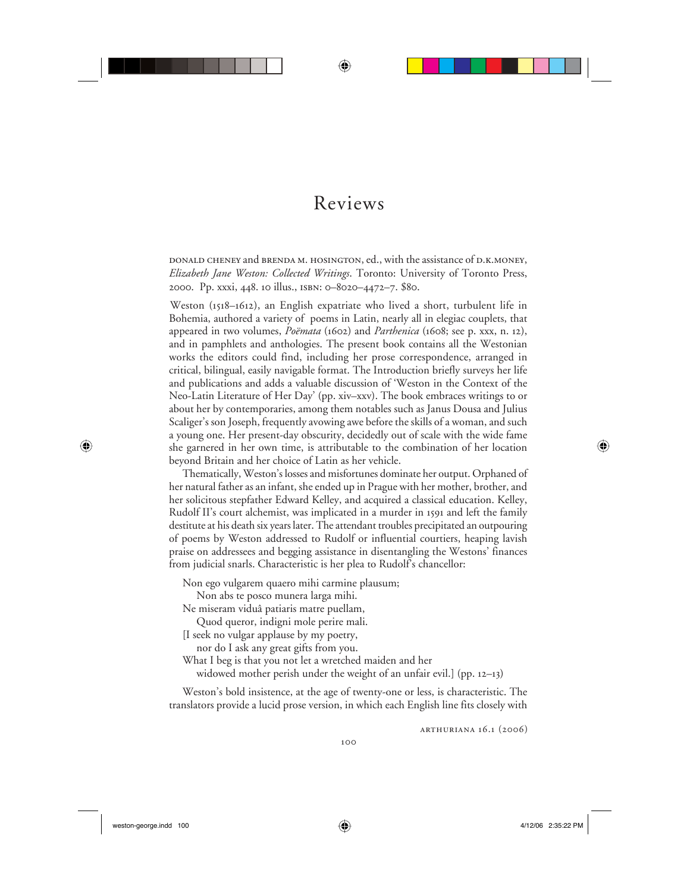# Reviews

DONALD CHENEY and BRENDA M. HOSINGTON, ed., with the assistance of D.K.MONEY, *Elizabeth Jane Weston: Collected Writings*. Toronto: University of Toronto Press, 2000. Pp. xxxi, 448. 10 illus., ISBN: 0–8020–4472–7. $80.

Weston (1518–1612), an English expatriate who lived a short, turbulent life in Bohemia, authored a variety of poems in Latin, nearly all in elegiac couplets, that appeared in two volumes, *Poëmata* (1602) and *Parthenica* (1608; see p. xxx, n. 12), and in pamphlets and anthologies. The present book contains all the Westonian works the editors could find, including her prose correspondence, arranged in critical, bilingual, easily navigable format. The Introduction briefly surveys her life and publications and adds a valuable discussion of 'Weston in the Context of the Neo-Latin Literature of Her Day' (pp. xiv–xxv). The book embraces writings to or about her by contemporaries, among them notables such as Janus Dousa and Julius Scaliger's son Joseph, frequently avowing awe before the skills of a woman, and such a young one. Her present-day obscurity, decidedly out of scale with the wide fame she garnered in her own time, is attributable to the combination of her location beyond Britain and her choice of Latin as her vehicle.

Thematically, Weston's losses and misfortunes dominate her output. Orphaned of her natural father as an infant, she ended up in Prague with her mother, brother, and her solicitous stepfather Edward Kelley, and acquired a classical education. Kelley, Rudolf II's court alchemist, was implicated in a murder in 1591 and left the family destitute at his death six years later. The attendant troubles precipitated an outpouring of poems by Weston addressed to Rudolf or influential courtiers, heaping lavish praise on addressees and begging assistance in disentangling the Westons' finances from judicial snarls. Characteristic is her plea to Rudolf's chancellor:

> Non ego vulgarem quaero mihi carmine plausum;
> Non abs te posco munera larga mihi.
> Ne miseram viduâ patiaris matre puellam,
> Quod queror, indigni mole perire mali.
> [I seek no vulgar applause by my poetry,
> nor do I ask any great gifts from you.
> What I beg is that you not let a wretched maiden and her
> widowed mother perish under the weight of an unfair evil.] (pp. 12–13)

Weston's bold insistence, at the age of twenty-one or less, is characteristic. The translators provide a lucid prose version, in which each English line fits closely with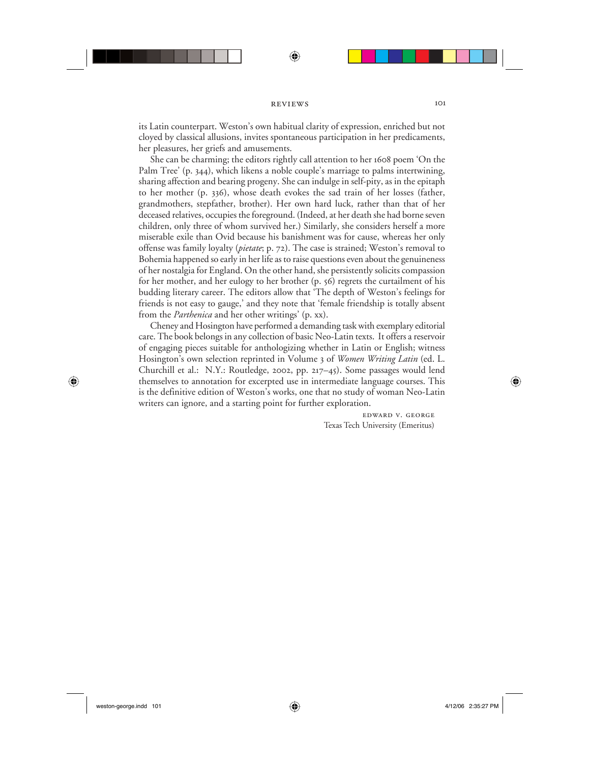its Latin counterpart. Weston's own habitual clarity of expression, enriched but not cloyed by classical allusions, invites spontaneous participation in her predicaments, her pleasures, her griefs and amusements.

She can be charming; the editors rightly call attention to her 1608 poem 'On the Palm Tree' (p. 344), which likens a noble couple's marriage to palms intertwining, sharing affection and bearing progeny. She can indulge in self-pity, as in the epitaph to her mother (p. 336), whose death evokes the sad train of her losses (father, grandmothers, stepfather, brother). Her own hard luck, rather than that of her deceased relatives, occupies the foreground. (Indeed, at her death she had borne seven children, only three of whom survived her.) Similarly, she considers herself a more miserable exile than Ovid because his banishment was for cause, whereas her only offense was family loyalty (*pietate*; p. 72). The case is strained; Weston's removal to Bohemia happened so early in her life as to raise questions even about the genuineness of her nostalgia for England. On the other hand, she persistently solicits compassion for her mother, and her eulogy to her brother (p. 56) regrets the curtailment of his budding literary career. The editors allow that 'The depth of Weston's feelings for friends is not easy to gauge,' and they note that 'female friendship is totally absent from the *Parthenica* and her other writings' (p. xx).

Cheney and Hosington have performed a demanding task with exemplary editorial care. The book belongs in any collection of basic Neo-Latin texts. It offers a reservoir of engaging pieces suitable for anthologizing whether in Latin or English; witness Hosington's own selection reprinted in Volume 3 of *Women Writing Latin* (ed. L. Churchill et al.: N.Y.: Routledge, 2002, pp. 217–45). Some passages would lend themselves to annotation for excerpted use in intermediate language courses. This is the definitive edition of Weston's works, one that no study of woman Neo-Latin writers can ignore, and a starting point for further exploration.

EDWARD V. GEORGE
Texas Tech University (Emeritus)